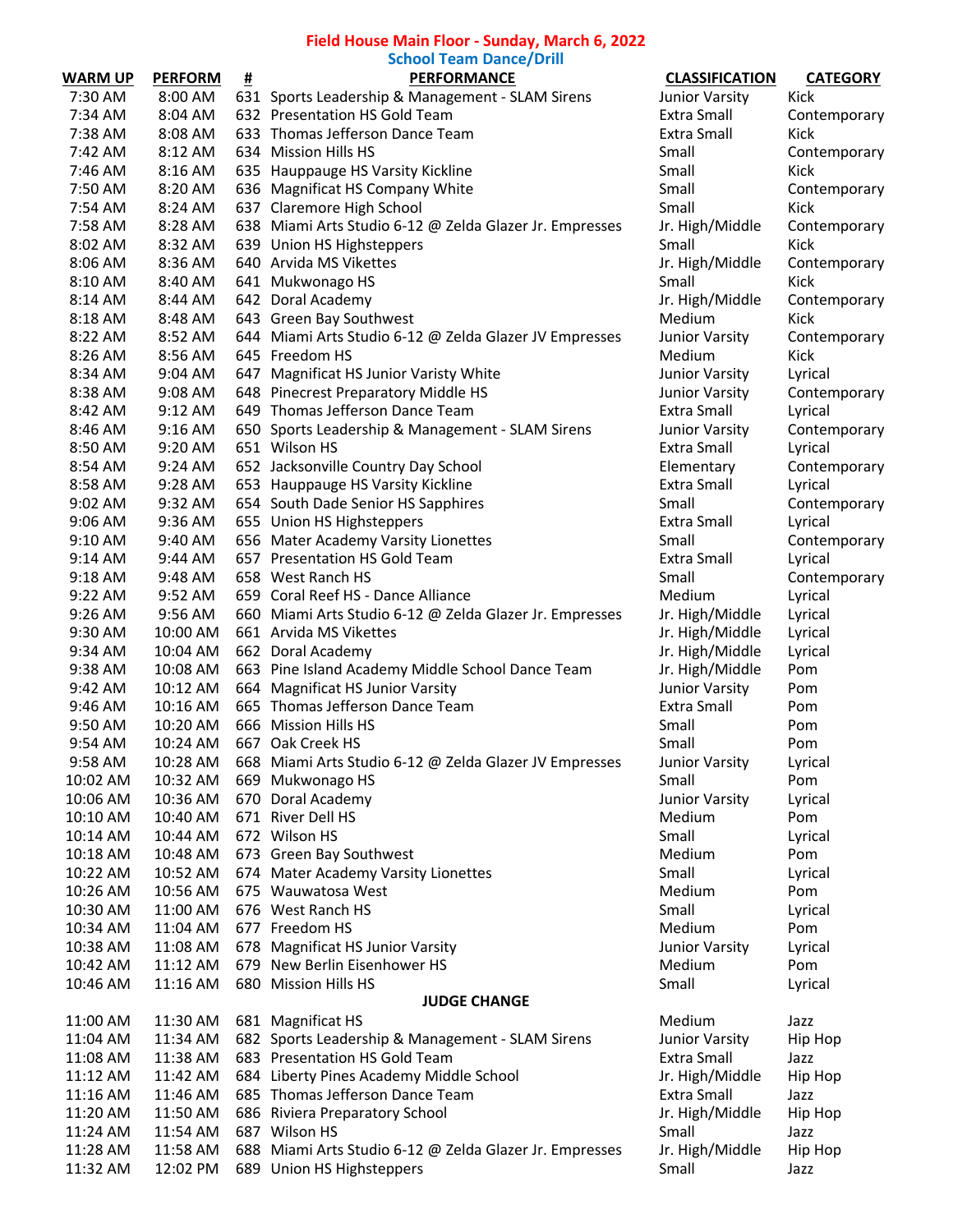## Field House Main Floor - Sunday, March 6, 2022

### School Team Dance/Drill

| WARM UP | PERFORM | # | PERFORMANCE | CLASSIFICATION | CATEGORY |
|---|---|---|---|---|---|
| 7:30 AM | 8:00 AM | 631 | Sports Leadership & Management - SLAM Sirens | Junior Varsity | Kick |
| 7:34 AM | 8:04 AM | 632 | Presentation HS Gold Team | Extra Small | Contemporary |
| 7:38 AM | 8:08 AM | 633 | Thomas Jefferson Dance Team | Extra Small | Kick |
| 7:42 AM | 8:12 AM | 634 | Mission Hills HS | Small | Contemporary |
| 7:46 AM | 8:16 AM | 635 | Hauppauge HS Varsity Kickline | Small | Kick |
| 7:50 AM | 8:20 AM | 636 | Magnificat HS Company White | Small | Contemporary |
| 7:54 AM | 8:24 AM | 637 | Claremore High School | Small | Kick |
| 7:58 AM | 8:28 AM | 638 | Miami Arts Studio 6-12 @ Zelda Glazer Jr. Empresses | Jr. High/Middle | Contemporary |
| 8:02 AM | 8:32 AM | 639 | Union HS Highsteppers | Small | Kick |
| 8:06 AM | 8:36 AM | 640 | Arvida MS Vikettes | Jr. High/Middle | Contemporary |
| 8:10 AM | 8:40 AM | 641 | Mukwonago HS | Small | Kick |
| 8:14 AM | 8:44 AM | 642 | Doral Academy | Jr. High/Middle | Contemporary |
| 8:18 AM | 8:48 AM | 643 | Green Bay Southwest | Medium | Kick |
| 8:22 AM | 8:52 AM | 644 | Miami Arts Studio 6-12 @ Zelda Glazer JV Empresses | Junior Varsity | Contemporary |
| 8:26 AM | 8:56 AM | 645 | Freedom HS | Medium | Kick |
| 8:34 AM | 9:04 AM | 647 | Magnificat HS Junior Varisty White | Junior Varsity | Lyrical |
| 8:38 AM | 9:08 AM | 648 | Pinecrest Preparatory Middle HS | Junior Varsity | Contemporary |
| 8:42 AM | 9:12 AM | 649 | Thomas Jefferson Dance Team | Extra Small | Lyrical |
| 8:46 AM | 9:16 AM | 650 | Sports Leadership & Management - SLAM Sirens | Junior Varsity | Contemporary |
| 8:50 AM | 9:20 AM | 651 | Wilson HS | Extra Small | Lyrical |
| 8:54 AM | 9:24 AM | 652 | Jacksonville Country Day School | Elementary | Contemporary |
| 8:58 AM | 9:28 AM | 653 | Hauppauge HS Varsity Kickline | Extra Small | Lyrical |
| 9:02 AM | 9:32 AM | 654 | South Dade Senior HS Sapphires | Small | Contemporary |
| 9:06 AM | 9:36 AM | 655 | Union HS Highsteppers | Extra Small | Lyrical |
| 9:10 AM | 9:40 AM | 656 | Mater Academy Varsity Lionettes | Small | Contemporary |
| 9:14 AM | 9:44 AM | 657 | Presentation HS Gold Team | Extra Small | Lyrical |
| 9:18 AM | 9:48 AM | 658 | West Ranch HS | Small | Contemporary |
| 9:22 AM | 9:52 AM | 659 | Coral Reef HS - Dance Alliance | Medium | Lyrical |
| 9:26 AM | 9:56 AM | 660 | Miami Arts Studio 6-12 @ Zelda Glazer Jr. Empresses | Jr. High/Middle | Lyrical |
| 9:30 AM | 10:00 AM | 661 | Arvida MS Vikettes | Jr. High/Middle | Lyrical |
| 9:34 AM | 10:04 AM | 662 | Doral Academy | Jr. High/Middle | Lyrical |
| 9:38 AM | 10:08 AM | 663 | Pine Island Academy Middle School Dance Team | Jr. High/Middle | Pom |
| 9:42 AM | 10:12 AM | 664 | Magnificat HS Junior Varsity | Junior Varsity | Pom |
| 9:46 AM | 10:16 AM | 665 | Thomas Jefferson Dance Team | Extra Small | Pom |
| 9:50 AM | 10:20 AM | 666 | Mission Hills HS | Small | Pom |
| 9:54 AM | 10:24 AM | 667 | Oak Creek HS | Small | Pom |
| 9:58 AM | 10:28 AM | 668 | Miami Arts Studio 6-12 @ Zelda Glazer JV Empresses | Junior Varsity | Lyrical |
| 10:02 AM | 10:32 AM | 669 | Mukwonago HS | Small | Pom |
| 10:06 AM | 10:36 AM | 670 | Doral Academy | Junior Varsity | Lyrical |
| 10:10 AM | 10:40 AM | 671 | River Dell HS | Medium | Pom |
| 10:14 AM | 10:44 AM | 672 | Wilson HS | Small | Lyrical |
| 10:18 AM | 10:48 AM | 673 | Green Bay Southwest | Medium | Pom |
| 10:22 AM | 10:52 AM | 674 | Mater Academy Varsity Lionettes | Small | Lyrical |
| 10:26 AM | 10:56 AM | 675 | Wauwatosa West | Medium | Pom |
| 10:30 AM | 11:00 AM | 676 | West Ranch HS | Small | Lyrical |
| 10:34 AM | 11:04 AM | 677 | Freedom HS | Medium | Pom |
| 10:38 AM | 11:08 AM | 678 | Magnificat HS Junior Varsity | Junior Varsity | Lyrical |
| 10:42 AM | 11:12 AM | 679 | New Berlin Eisenhower HS | Medium | Pom |
| 10:46 AM | 11:16 AM | 680 | Mission Hills HS | Small | Lyrical |
| | | | **JUDGE CHANGE** | | |
| 11:00 AM | 11:30 AM | 681 | Magnificat HS | Medium | Jazz |
| 11:04 AM | 11:34 AM | 682 | Sports Leadership & Management - SLAM Sirens | Junior Varsity | Hip Hop |
| 11:08 AM | 11:38 AM | 683 | Presentation HS Gold Team | Extra Small | Jazz |
| 11:12 AM | 11:42 AM | 684 | Liberty Pines Academy Middle School | Jr. High/Middle | Hip Hop |
| 11:16 AM | 11:46 AM | 685 | Thomas Jefferson Dance Team | Extra Small | Jazz |
| 11:20 AM | 11:50 AM | 686 | Riviera Preparatory School | Jr. High/Middle | Hip Hop |
| 11:24 AM | 11:54 AM | 687 | Wilson HS | Small | Jazz |
| 11:28 AM | 11:58 AM | 688 | Miami Arts Studio 6-12 @ Zelda Glazer Jr. Empresses | Jr. High/Middle | Hip Hop |
| 11:32 AM | 12:02 PM | 689 | Union HS Highsteppers | Small | Jazz |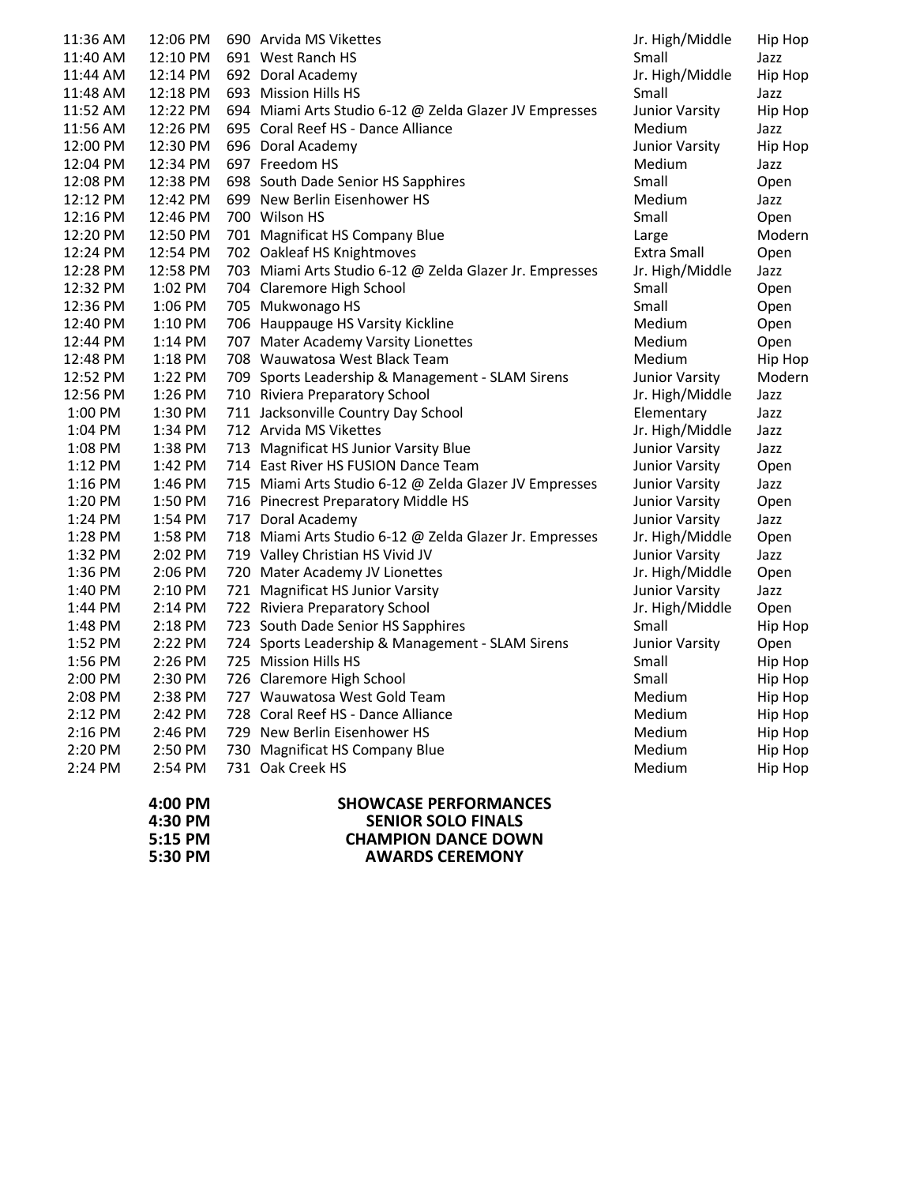| | | | | | |
|---|---|---|---|---|---|
| 11:36 AM | 12:06 PM | 690 | Arvida MS Vikettes | Jr. High/Middle | Hip Hop |
| 11:40 AM | 12:10 PM | 691 | West Ranch HS | Small | Jazz |
| 11:44 AM | 12:14 PM | 692 | Doral Academy | Jr. High/Middle | Hip Hop |
| 11:48 AM | 12:18 PM | 693 | Mission Hills HS | Small | Jazz |
| 11:52 AM | 12:22 PM | 694 | Miami Arts Studio 6-12 @ Zelda Glazer JV Empresses | Junior Varsity | Hip Hop |
| 11:56 AM | 12:26 PM | 695 | Coral Reef HS - Dance Alliance | Medium | Jazz |
| 12:00 PM | 12:30 PM | 696 | Doral Academy | Junior Varsity | Hip Hop |
| 12:04 PM | 12:34 PM | 697 | Freedom HS | Medium | Jazz |
| 12:08 PM | 12:38 PM | 698 | South Dade Senior HS Sapphires | Small | Open |
| 12:12 PM | 12:42 PM | 699 | New Berlin Eisenhower HS | Medium | Jazz |
| 12:16 PM | 12:46 PM | 700 | Wilson HS | Small | Open |
| 12:20 PM | 12:50 PM | 701 | Magnificat HS Company Blue | Large | Modern |
| 12:24 PM | 12:54 PM | 702 | Oakleaf HS Knightmoves | Extra Small | Open |
| 12:28 PM | 12:58 PM | 703 | Miami Arts Studio 6-12 @ Zelda Glazer Jr. Empresses | Jr. High/Middle | Jazz |
| 12:32 PM | 1:02 PM | 704 | Claremore High School | Small | Open |
| 12:36 PM | 1:06 PM | 705 | Mukwonago HS | Small | Open |
| 12:40 PM | 1:10 PM | 706 | Hauppauge HS Varsity Kickline | Medium | Open |
| 12:44 PM | 1:14 PM | 707 | Mater Academy Varsity Lionettes | Medium | Open |
| 12:48 PM | 1:18 PM | 708 | Wauwatosa West Black Team | Medium | Hip Hop |
| 12:52 PM | 1:22 PM | 709 | Sports Leadership & Management - SLAM Sirens | Junior Varsity | Modern |
| 12:56 PM | 1:26 PM | 710 | Riviera Preparatory School | Jr. High/Middle | Jazz |
| 1:00 PM | 1:30 PM | 711 | Jacksonville Country Day School | Elementary | Jazz |
| 1:04 PM | 1:34 PM | 712 | Arvida MS Vikettes | Jr. High/Middle | Jazz |
| 1:08 PM | 1:38 PM | 713 | Magnificat HS Junior Varsity Blue | Junior Varsity | Jazz |
| 1:12 PM | 1:42 PM | 714 | East River HS FUSION Dance Team | Junior Varsity | Open |
| 1:16 PM | 1:46 PM | 715 | Miami Arts Studio 6-12 @ Zelda Glazer JV Empresses | Junior Varsity | Jazz |
| 1:20 PM | 1:50 PM | 716 | Pinecrest Preparatory Middle HS | Junior Varsity | Open |
| 1:24 PM | 1:54 PM | 717 | Doral Academy | Junior Varsity | Jazz |
| 1:28 PM | 1:58 PM | 718 | Miami Arts Studio 6-12 @ Zelda Glazer Jr. Empresses | Jr. High/Middle | Open |
| 1:32 PM | 2:02 PM | 719 | Valley Christian HS Vivid JV | Junior Varsity | Jazz |
| 1:36 PM | 2:06 PM | 720 | Mater Academy JV Lionettes | Jr. High/Middle | Open |
| 1:40 PM | 2:10 PM | 721 | Magnificat HS Junior Varsity | Junior Varsity | Jazz |
| 1:44 PM | 2:14 PM | 722 | Riviera Preparatory School | Jr. High/Middle | Open |
| 1:48 PM | 2:18 PM | 723 | South Dade Senior HS Sapphires | Small | Hip Hop |
| 1:52 PM | 2:22 PM | 724 | Sports Leadership & Management - SLAM Sirens | Junior Varsity | Open |
| 1:56 PM | 2:26 PM | 725 | Mission Hills HS | Small | Hip Hop |
| 2:00 PM | 2:30 PM | 726 | Claremore High School | Small | Hip Hop |
| 2:08 PM | 2:38 PM | 727 | Wauwatosa West Gold Team | Medium | Hip Hop |
| 2:12 PM | 2:42 PM | 728 | Coral Reef HS - Dance Alliance | Medium | Hip Hop |
| 2:16 PM | 2:46 PM | 729 | New Berlin Eisenhower HS | Medium | Hip Hop |
| 2:20 PM | 2:50 PM | 730 | Magnificat HS Company Blue | Medium | Hip Hop |
| 2:24 PM | 2:54 PM | 731 | Oak Creek HS | Medium | Hip Hop |

**4:00 PM** **SHOWCASE PERFORMANCES**
**4:30 PM** **SENIOR SOLO FINALS**
**5:15 PM** **CHAMPION DANCE DOWN**
**5:30 PM** **AWARDS CEREMONY**